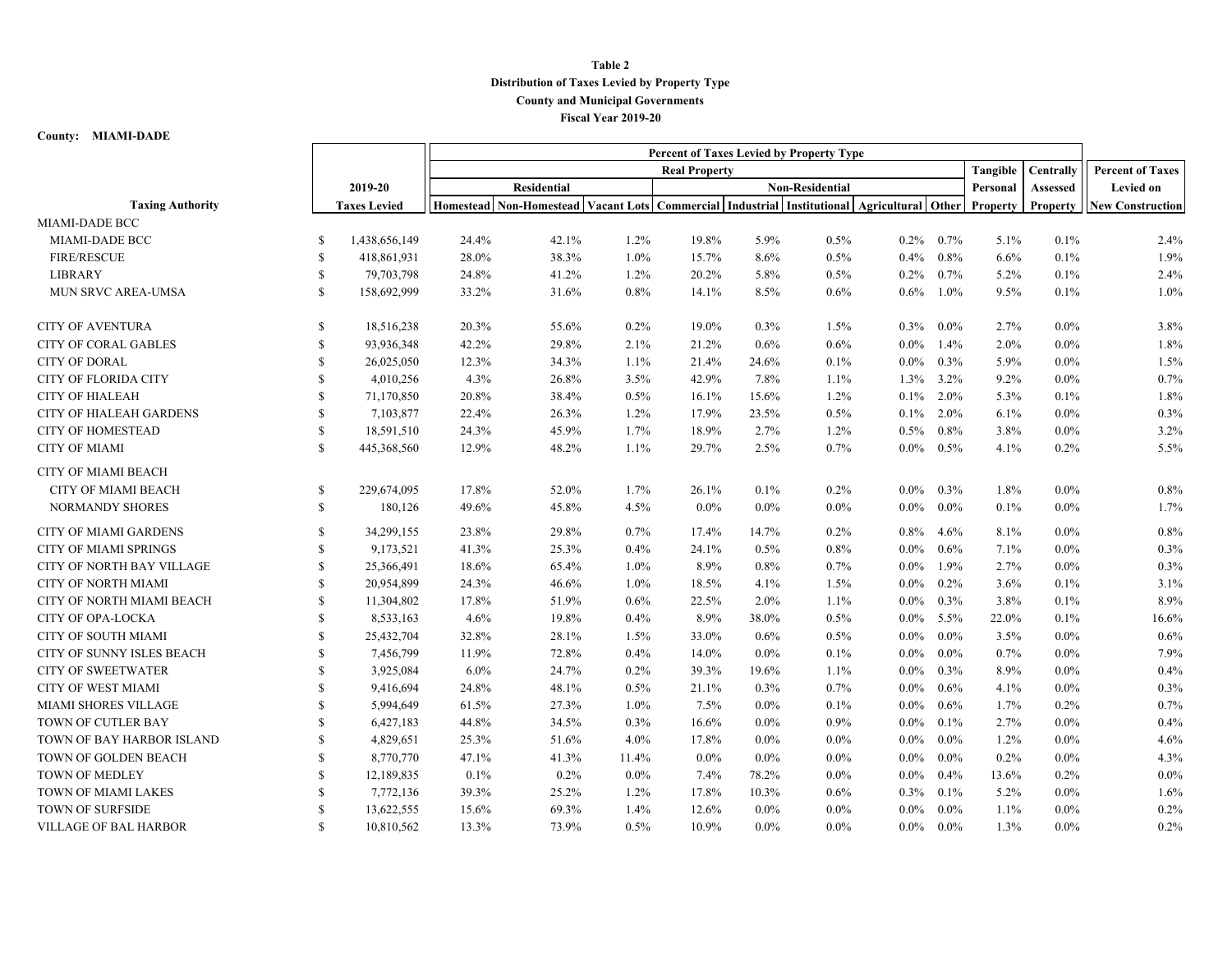**Table 2**
**Distribution of Taxes Levied by Property Type**
**County and Municipal Governments**
**Fiscal Year 2019-20**

**County: MIAMI-DADE**

| | | Percent of Taxes Levied by Property Type | | | | | | | | | | |
|---|---|---|---|---|---|---|---|---|---|---|---|---|
| | | Real Property | | | | | | | | Tangible | Centrally | Percent of Taxes |
| | 2019-20 | Residential | | | Non-Residential | | | | | Personal | Assessed | Levied on |
| **Taxing Authority** | **Taxes Levied** | **Homestead** | **Non-Homestead** | **Vacant Lots** | **Commercial** | **Industrial** | **Institutional** | **Agricultural** | **Other** | **Property** | **Property** | **New Construction** |
| MIAMI-DADE BCC | | | | | | | | | | | | |
| MIAMI-DADE BCC | $ 1,438,656,149 | 24.4% | 42.1% | 1.2% | 19.8% | 5.9% | 0.5% | 0.2% | 0.7% | 5.1% | 0.1% | 2.4% |
| FIRE/RESCUE | $ 418,861,931 | 28.0% | 38.3% | 1.0% | 15.7% | 8.6% | 0.5% | 0.4% | 0.8% | 6.6% | 0.1% | 1.9% |
| LIBRARY | $ 79,703,798 | 24.8% | 41.2% | 1.2% | 20.2% | 5.8% | 0.5% | 0.2% | 0.7% | 5.2% | 0.1% | 2.4% |
| MUN SRVC AREA-UMSA | $ 158,692,999 | 33.2% | 31.6% | 0.8% | 14.1% | 8.5% | 0.6% | 0.6% | 1.0% | 9.5% | 0.1% | 1.0% |
| CITY OF AVENTURA | $ 18,516,238 | 20.3% | 55.6% | 0.2% | 19.0% | 0.3% | 1.5% | 0.3% | 0.0% | 2.7% | 0.0% | 3.8% |
| CITY OF CORAL GABLES | $ 93,936,348 | 42.2% | 29.8% | 2.1% | 21.2% | 0.6% | 0.6% | 0.0% | 1.4% | 2.0% | 0.0% | 1.8% |
| CITY OF DORAL | $ 26,025,050 | 12.3% | 34.3% | 1.1% | 21.4% | 24.6% | 0.1% | 0.0% | 0.3% | 5.9% | 0.0% | 1.5% |
| CITY OF FLORIDA CITY | $ 4,010,256 | 4.3% | 26.8% | 3.5% | 42.9% | 7.8% | 1.1% | 1.3% | 3.2% | 9.2% | 0.0% | 0.7% |
| CITY OF HIALEAH | $ 71,170,850 | 20.8% | 38.4% | 0.5% | 16.1% | 15.6% | 1.2% | 0.1% | 2.0% | 5.3% | 0.1% | 1.8% |
| CITY OF HIALEAH GARDENS | $ 7,103,877 | 22.4% | 26.3% | 1.2% | 17.9% | 23.5% | 0.5% | 0.1% | 2.0% | 6.1% | 0.0% | 0.3% |
| CITY OF HOMESTEAD | $ 18,591,510 | 24.3% | 45.9% | 1.7% | 18.9% | 2.7% | 1.2% | 0.5% | 0.8% | 3.8% | 0.0% | 3.2% |
| CITY OF MIAMI | $ 445,368,560 | 12.9% | 48.2% | 1.1% | 29.7% | 2.5% | 0.7% | 0.0% | 0.5% | 4.1% | 0.2% | 5.5% |
| CITY OF MIAMI BEACH | | | | | | | | | | | | |
| CITY OF MIAMI BEACH | $ 229,674,095 | 17.8% | 52.0% | 1.7% | 26.1% | 0.1% | 0.2% | 0.0% | 0.3% | 1.8% | 0.0% | 0.8% |
| NORMANDY SHORES | $ 180,126 | 49.6% | 45.8% | 4.5% | 0.0% | 0.0% | 0.0% | 0.0% | 0.0% | 0.1% | 0.0% | 1.7% |
| CITY OF MIAMI GARDENS | $ 34,299,155 | 23.8% | 29.8% | 0.7% | 17.4% | 14.7% | 0.2% | 0.8% | 4.6% | 8.1% | 0.0% | 0.8% |
| CITY OF MIAMI SPRINGS | $ 9,173,521 | 41.3% | 25.3% | 0.4% | 24.1% | 0.5% | 0.8% | 0.0% | 0.6% | 7.1% | 0.0% | 0.3% |
| CITY OF NORTH BAY VILLAGE | $ 25,366,491 | 18.6% | 65.4% | 1.0% | 8.9% | 0.8% | 0.7% | 0.0% | 1.9% | 2.7% | 0.0% | 0.3% |
| CITY OF NORTH MIAMI | $ 20,954,899 | 24.3% | 46.6% | 1.0% | 18.5% | 4.1% | 1.5% | 0.0% | 0.2% | 3.6% | 0.1% | 3.1% |
| CITY OF NORTH MIAMI BEACH | $ 11,304,802 | 17.8% | 51.9% | 0.6% | 22.5% | 2.0% | 1.1% | 0.0% | 0.3% | 3.8% | 0.1% | 8.9% |
| CITY OF OPA-LOCKA | $ 8,533,163 | 4.6% | 19.8% | 0.4% | 8.9% | 38.0% | 0.5% | 0.0% | 5.5% | 22.0% | 0.1% | 16.6% |
| CITY OF SOUTH MIAMI | $ 25,432,704 | 32.8% | 28.1% | 1.5% | 33.0% | 0.6% | 0.5% | 0.0% | 0.0% | 3.5% | 0.0% | 0.6% |
| CITY OF SUNNY ISLES BEACH | $ 7,456,799 | 11.9% | 72.8% | 0.4% | 14.0% | 0.0% | 0.1% | 0.0% | 0.0% | 0.7% | 0.0% | 7.9% |
| CITY OF SWEETWATER | $ 3,925,084 | 6.0% | 24.7% | 0.2% | 39.3% | 19.6% | 1.1% | 0.0% | 0.3% | 8.9% | 0.0% | 0.4% |
| CITY OF WEST MIAMI | $ 9,416,694 | 24.8% | 48.1% | 0.5% | 21.1% | 0.3% | 0.7% | 0.0% | 0.6% | 4.1% | 0.0% | 0.3% |
| MIAMI SHORES VILLAGE | $ 5,994,649 | 61.5% | 27.3% | 1.0% | 7.5% | 0.0% | 0.1% | 0.0% | 0.6% | 1.7% | 0.2% | 0.7% |
| TOWN OF CUTLER BAY | $ 6,427,183 | 44.8% | 34.5% | 0.3% | 16.6% | 0.0% | 0.9% | 0.0% | 0.1% | 2.7% | 0.0% | 0.4% |
| TOWN OF BAY HARBOR ISLAND | $ 4,829,651 | 25.3% | 51.6% | 4.0% | 17.8% | 0.0% | 0.0% | 0.0% | 0.0% | 1.2% | 0.0% | 4.6% |
| TOWN OF GOLDEN BEACH | $ 8,770,770 | 47.1% | 41.3% | 11.4% | 0.0% | 0.0% | 0.0% | 0.0% | 0.0% | 0.2% | 0.0% | 4.3% |
| TOWN OF MEDLEY | $ 12,189,835 | 0.1% | 0.2% | 0.0% | 7.4% | 78.2% | 0.0% | 0.0% | 0.4% | 13.6% | 0.2% | 0.0% |
| TOWN OF MIAMI LAKES | $ 7,772,136 | 39.3% | 25.2% | 1.2% | 17.8% | 10.3% | 0.6% | 0.3% | 0.1% | 5.2% | 0.0% | 1.6% |
| TOWN OF SURFSIDE | $ 13,622,555 | 15.6% | 69.3% | 1.4% | 12.6% | 0.0% | 0.0% | 0.0% | 0.0% | 1.1% | 0.0% | 0.2% |
| VILLAGE OF BAL HARBOR | $ 10,810,562 | 13.3% | 73.9% | 0.5% | 10.9% | 0.0% | 0.0% | 0.0% | 0.0% | 1.3% | 0.0% | 0.2% |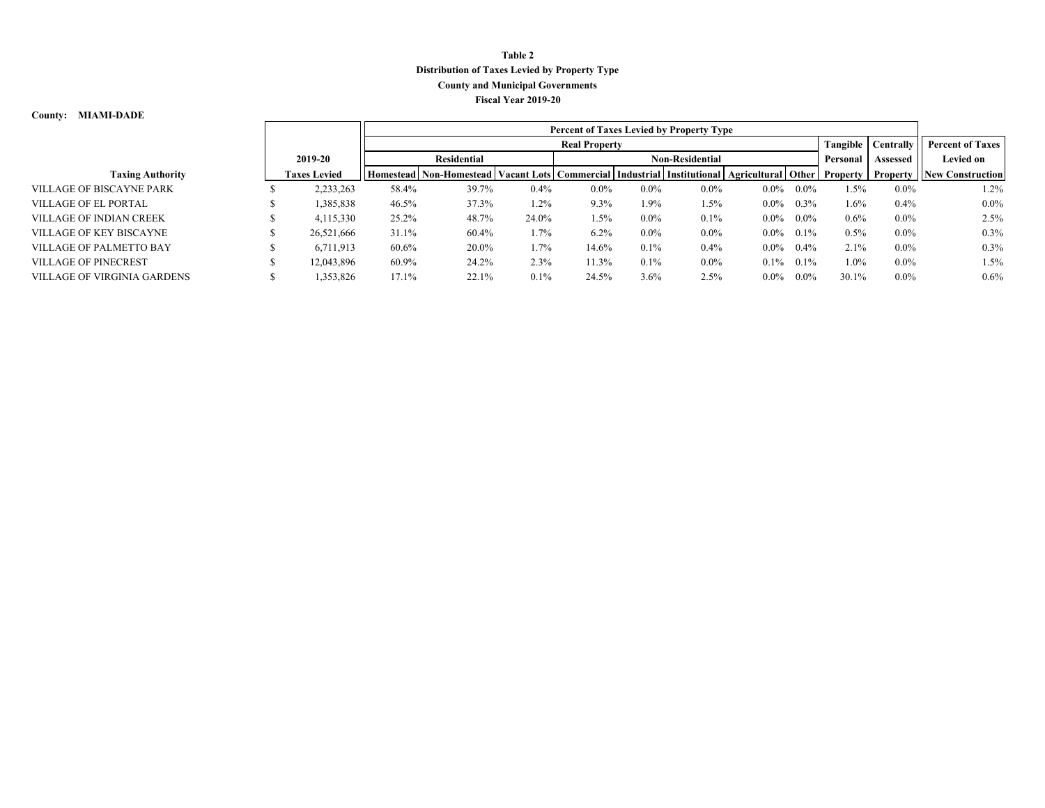**Table 2**
**Distribution of Taxes Levied by Property Type**
**County and Municipal Governments**
**Fiscal Year 2019-20**

**County: MIAMI-DADE**

| | | Percent of Taxes Levied by Property Type | | | | | | | | | | | |
|---|---|---|---|---|---|---|---|---|---|---|---|---|---|
| | | Real Property | | | | | | | | | Tangible | Centrally | Percent of Taxes |
| | 2019-20 | Residential | | | Non-Residential | | | | | | Personal | Assessed | Levied on |
| **Taxing Authority** | **Taxes Levied** | **Homestead** | **Non-Homestead** | **Vacant Lots** | **Commercial** | **Industrial** | **Institutional** | **Agricultural** | **Other** | | **Property** | **Property** | **New Construction** |
| VILLAGE OF BISCAYNE PARK | $ 2,233,263 | 58.4% | 39.7% | 0.4% | 0.0% | 0.0% | 0.0% | 0.0% | 0.0% | | 1.5% | 0.0% | 1.2% |
| VILLAGE OF EL PORTAL | $ 1,385,838 | 46.5% | 37.3% | 1.2% | 9.3% | 1.9% | 1.5% | 0.0% | 0.3% | | 1.6% | 0.4% | 0.0% |
| VILLAGE OF INDIAN CREEK | $ 4,115,330 | 25.2% | 48.7% | 24.0% | 1.5% | 0.0% | 0.1% | 0.0% | 0.0% | | 0.6% | 0.0% | 2.5% |
| VILLAGE OF KEY BISCAYNE | $ 26,521,666 | 31.1% | 60.4% | 1.7% | 6.2% | 0.0% | 0.0% | 0.0% | 0.1% | | 0.5% | 0.0% | 0.3% |
| VILLAGE OF PALMETTO BAY | $ 6,711,913 | 60.6% | 20.0% | 1.7% | 14.6% | 0.1% | 0.4% | 0.0% | 0.4% | | 2.1% | 0.0% | 0.3% |
| VILLAGE OF PINECREST | $ 12,043,896 | 60.9% | 24.2% | 2.3% | 11.3% | 0.1% | 0.0% | 0.1% | 0.1% | | 1.0% | 0.0% | 1.5% |
| VILLAGE OF VIRGINIA GARDENS | $ 1,353,826 | 17.1% | 22.1% | 0.1% | 24.5% | 3.6% | 2.5% | 0.0% | 0.0% | | 30.1% | 0.0% | 0.6% |